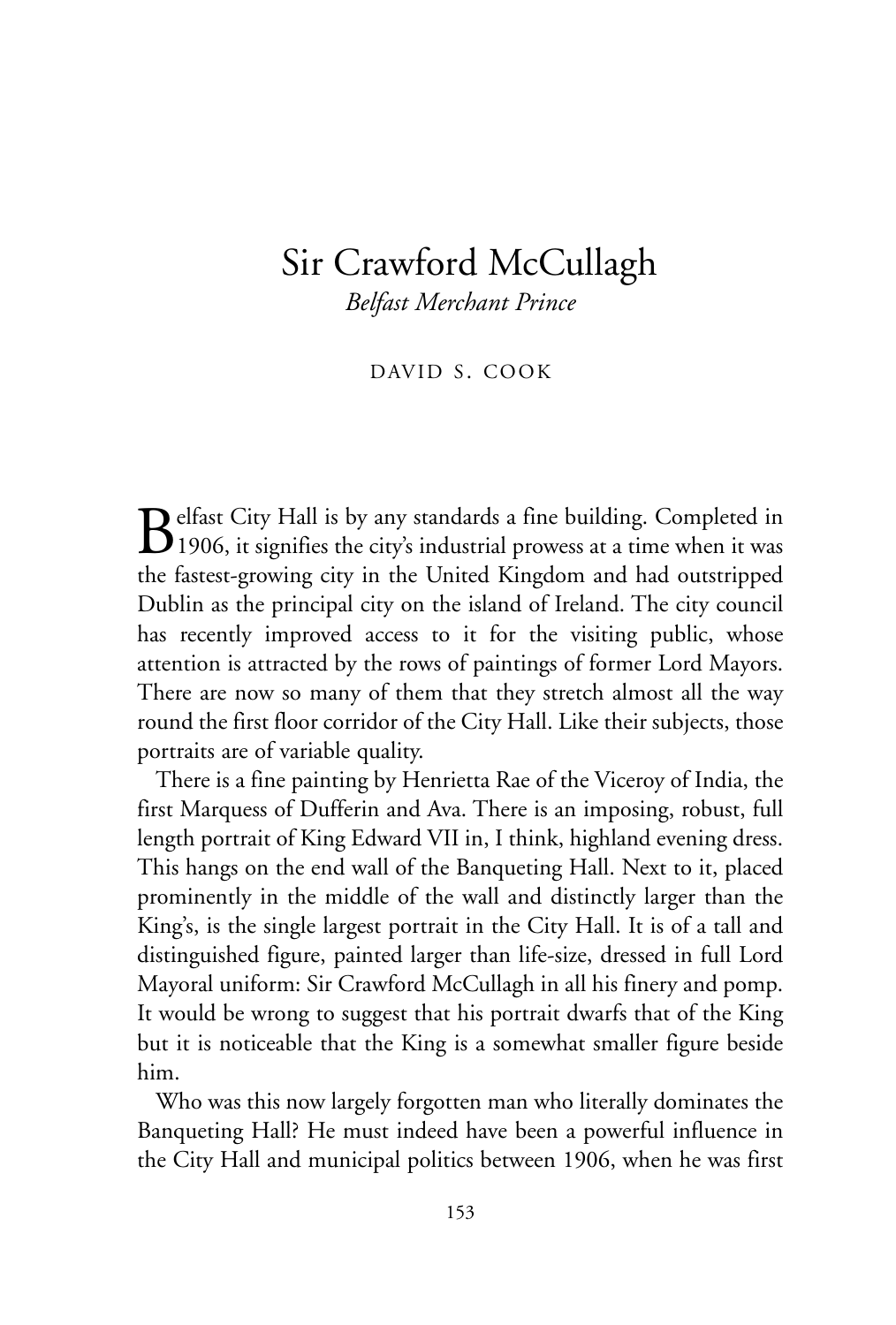# Sir Crawford McCullagh

*Belfast Merchant Prince*

DAVID S. COOK

Belfast City Hall is by any standards a fine building. Completed in 1906, it signifies the city's industrial prowess at a time when it was the fastest-growing city in the United Kingdom and had outstripped Dublin as the principal city on the island of Ireland. The city council has recently improved access to it for the visiting public, whose attention is attracted by the rows of paintings of former Lord Mayors. There are now so many of them that they stretch almost all the way round the first floor corridor of the City Hall. Like their subjects, those portraits are of variable quality.

There is a fine painting by Henrietta Rae of the Viceroy of India, the first Marquess of Dufferin and Ava. There is an imposing, robust, full length portrait of King Edward VII in, I think, highland evening dress. This hangs on the end wall of the Banqueting Hall. Next to it, placed prominently in the middle of the wall and distinctly larger than the King's, is the single largest portrait in the City Hall. It is of a tall and distinguished figure, painted larger than life-size, dressed in full Lord Mayoral uniform: Sir Crawford McCullagh in all his finery and pomp. It would be wrong to suggest that his portrait dwarfs that of the King but it is noticeable that the King is a somewhat smaller figure beside him.

Who was this now largely forgotten man who literally dominates the Banqueting Hall? He must indeed have been a powerful influence in the City Hall and municipal politics between 1906, when he was first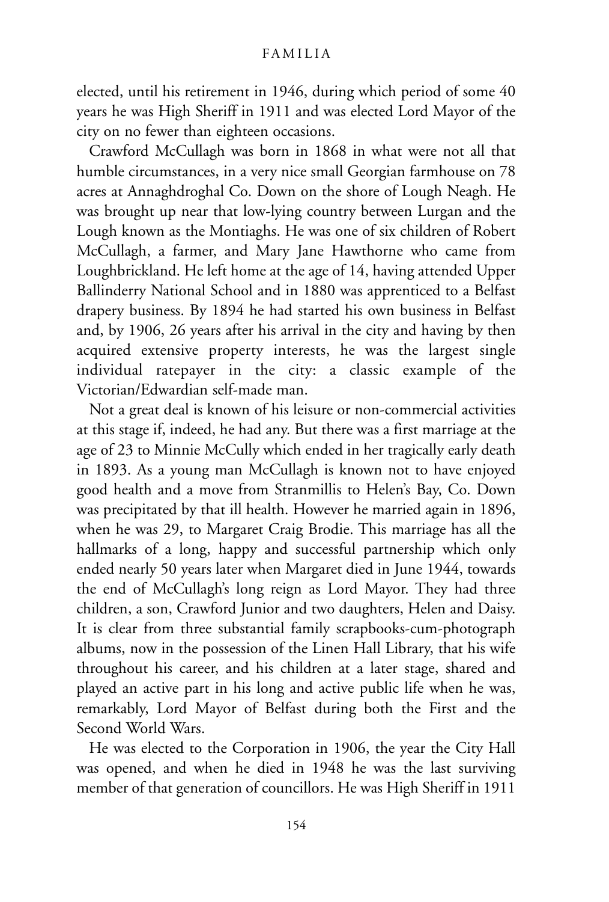elected, until his retirement in 1946, during which period of some 40 years he was High Sheriff in 1911 and was elected Lord Mayor of the city on no fewer than eighteen occasions.

Crawford McCullagh was born in 1868 in what were not all that humble circumstances, in a very nice small Georgian farmhouse on 78 acres at Annaghdroghal Co. Down on the shore of Lough Neagh. He was brought up near that low-lying country between Lurgan and the Lough known as the Montiaghs. He was one of six children of Robert McCullagh, a farmer, and Mary Jane Hawthorne who came from Loughbrickland. He left home at the age of 14, having attended Upper Ballinderry National School and in 1880 was apprenticed to a Belfast drapery business. By 1894 he had started his own business in Belfast and, by 1906, 26 years after his arrival in the city and having by then acquired extensive property interests, he was the largest single individual ratepayer in the city: a classic example of the Victorian/Edwardian self-made man.

Not a great deal is known of his leisure or non-commercial activities at this stage if, indeed, he had any. But there was a first marriage at the age of 23 to Minnie McCully which ended in her tragically early death in 1893. As a young man McCullagh is known not to have enjoyed good health and a move from Stranmillis to Helen's Bay, Co. Down was precipitated by that ill health. However he married again in 1896, when he was 29, to Margaret Craig Brodie. This marriage has all the hallmarks of a long, happy and successful partnership which only ended nearly 50 years later when Margaret died in June 1944, towards the end of McCullagh's long reign as Lord Mayor. They had three children, a son, Crawford Junior and two daughters, Helen and Daisy. It is clear from three substantial family scrapbooks-cum-photograph albums, now in the possession of the Linen Hall Library, that his wife throughout his career, and his children at a later stage, shared and played an active part in his long and active public life when he was, remarkably, Lord Mayor of Belfast during both the First and the Second World Wars.

He was elected to the Corporation in 1906, the year the City Hall was opened, and when he died in 1948 he was the last surviving member of that generation of councillors. He was High Sheriff in 1911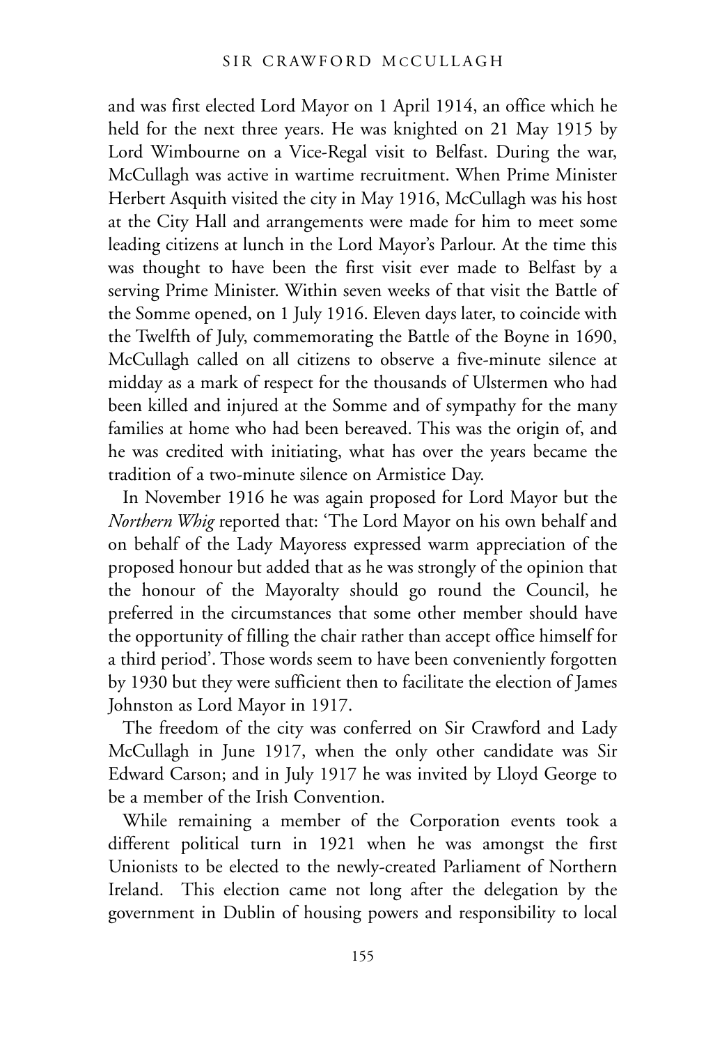and was first elected Lord Mayor on 1 April 1914, an office which he held for the next three years. He was knighted on 21 May 1915 by Lord Wimbourne on a Vice-Regal visit to Belfast. During the war, McCullagh was active in wartime recruitment. When Prime Minister Herbert Asquith visited the city in May 1916, McCullagh was his host at the City Hall and arrangements were made for him to meet some leading citizens at lunch in the Lord Mayor's Parlour. At the time this was thought to have been the first visit ever made to Belfast by a serving Prime Minister. Within seven weeks of that visit the Battle of the Somme opened, on 1 July 1916. Eleven days later, to coincide with the Twelfth of July, commemorating the Battle of the Boyne in 1690, McCullagh called on all citizens to observe a five-minute silence at midday as a mark of respect for the thousands of Ulstermen who had been killed and injured at the Somme and of sympathy for the many families at home who had been bereaved. This was the origin of, and he was credited with initiating, what has over the years became the tradition of a two-minute silence on Armistice Day.

In November 1916 he was again proposed for Lord Mayor but the *Northern Whig* reported that: 'The Lord Mayor on his own behalf and on behalf of the Lady Mayoress expressed warm appreciation of the proposed honour but added that as he was strongly of the opinion that the honour of the Mayoralty should go round the Council, he preferred in the circumstances that some other member should have the opportunity of filling the chair rather than accept office himself for a third period'. Those words seem to have been conveniently forgotten by 1930 but they were sufficient then to facilitate the election of James Johnston as Lord Mayor in 1917.

The freedom of the city was conferred on Sir Crawford and Lady McCullagh in June 1917, when the only other candidate was Sir Edward Carson; and in July 1917 he was invited by Lloyd George to be a member of the Irish Convention.

While remaining a member of the Corporation events took a different political turn in 1921 when he was amongst the first Unionists to be elected to the newly-created Parliament of Northern Ireland. This election came not long after the delegation by the government in Dublin of housing powers and responsibility to local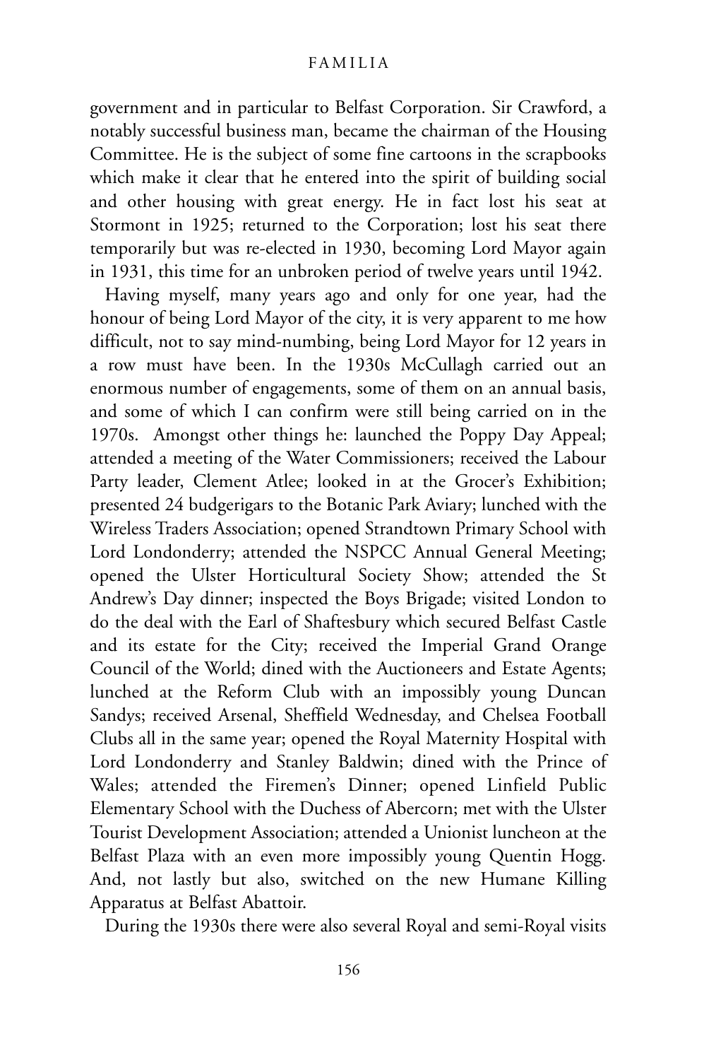government and in particular to Belfast Corporation. Sir Crawford, a notably successful business man, became the chairman of the Housing Committee. He is the subject of some fine cartoons in the scrapbooks which make it clear that he entered into the spirit of building social and other housing with great energy. He in fact lost his seat at Stormont in 1925; returned to the Corporation; lost his seat there temporarily but was re-elected in 1930, becoming Lord Mayor again in 1931, this time for an unbroken period of twelve years until 1942.

Having myself, many years ago and only for one year, had the honour of being Lord Mayor of the city, it is very apparent to me how difficult, not to say mind-numbing, being Lord Mayor for 12 years in a row must have been. In the 1930s McCullagh carried out an enormous number of engagements, some of them on an annual basis, and some of which I can confirm were still being carried on in the 1970s. Amongst other things he: launched the Poppy Day Appeal; attended a meeting of the Water Commissioners; received the Labour Party leader, Clement Atlee; looked in at the Grocer's Exhibition; presented 24 budgerigars to the Botanic Park Aviary; lunched with the Wireless Traders Association; opened Strandtown Primary School with Lord Londonderry; attended the NSPCC Annual General Meeting; opened the Ulster Horticultural Society Show; attended the St Andrew's Day dinner; inspected the Boys Brigade; visited London to do the deal with the Earl of Shaftesbury which secured Belfast Castle and its estate for the City; received the Imperial Grand Orange Council of the World; dined with the Auctioneers and Estate Agents; lunched at the Reform Club with an impossibly young Duncan Sandys; received Arsenal, Sheffield Wednesday, and Chelsea Football Clubs all in the same year; opened the Royal Maternity Hospital with Lord Londonderry and Stanley Baldwin; dined with the Prince of Wales; attended the Firemen's Dinner; opened Linfield Public Elementary School with the Duchess of Abercorn; met with the Ulster Tourist Development Association; attended a Unionist luncheon at the Belfast Plaza with an even more impossibly young Quentin Hogg. And, not lastly but also, switched on the new Humane Killing Apparatus at Belfast Abattoir.

During the 1930s there were also several Royal and semi-Royal visits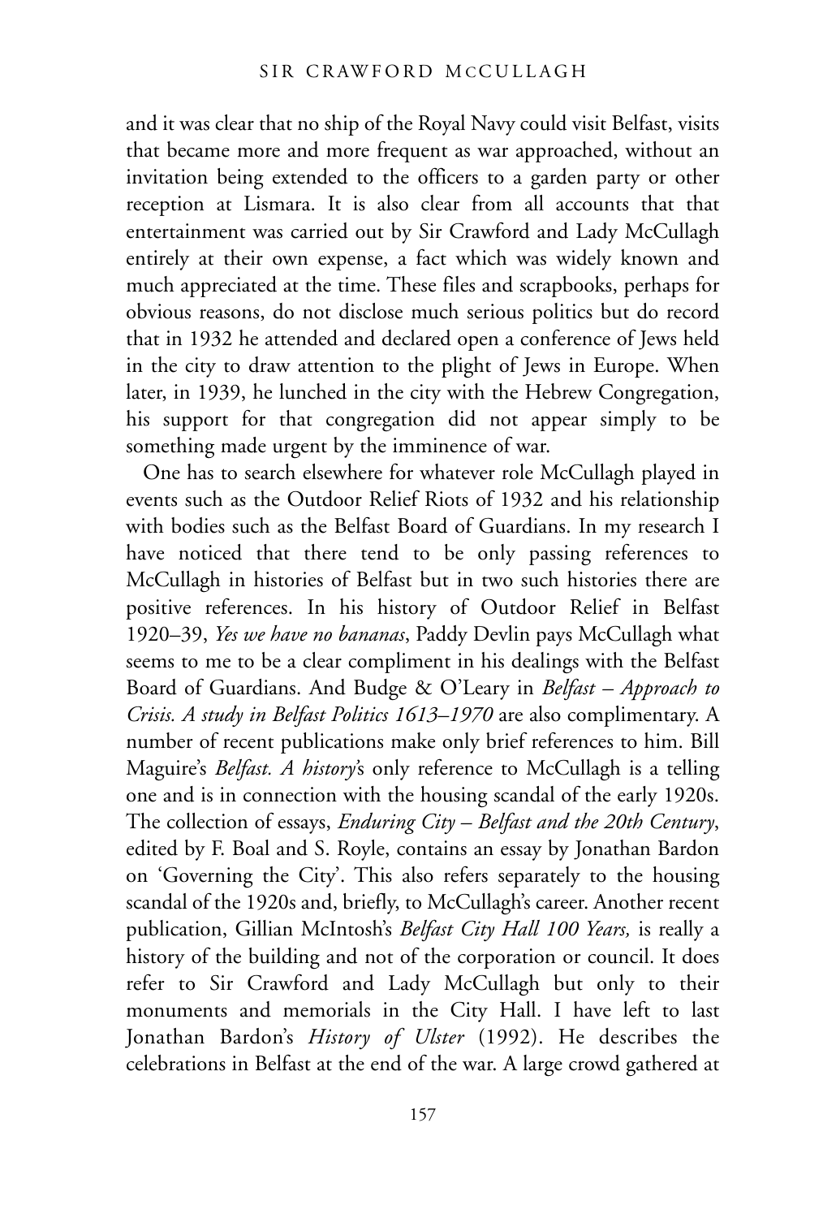and it was clear that no ship of the Royal Navy could visit Belfast, visits that became more and more frequent as war approached, without an invitation being extended to the officers to a garden party or other reception at Lismara. It is also clear from all accounts that that entertainment was carried out by Sir Crawford and Lady McCullagh entirely at their own expense, a fact which was widely known and much appreciated at the time. These files and scrapbooks, perhaps for obvious reasons, do not disclose much serious politics but do record that in 1932 he attended and declared open a conference of Jews held in the city to draw attention to the plight of Jews in Europe. When later, in 1939, he lunched in the city with the Hebrew Congregation, his support for that congregation did not appear simply to be something made urgent by the imminence of war.

One has to search elsewhere for whatever role McCullagh played in events such as the Outdoor Relief Riots of 1932 and his relationship with bodies such as the Belfast Board of Guardians. In my research I have noticed that there tend to be only passing references to McCullagh in histories of Belfast but in two such histories there are positive references. In his history of Outdoor Relief in Belfast 1920–39, *Yes we have no bananas*, Paddy Devlin pays McCullagh what seems to me to be a clear compliment in his dealings with the Belfast Board of Guardians. And Budge & O'Leary in *Belfast – Approach to Crisis. A study in Belfast Politics 1613–1970* are also complimentary. A number of recent publications make only brief references to him. Bill Maguire's *Belfast. A history*'s only reference to McCullagh is a telling one and is in connection with the housing scandal of the early 1920s. The collection of essays, *Enduring City – Belfast and the 20th Century*, edited by F. Boal and S. Royle, contains an essay by Jonathan Bardon on 'Governing the City'. This also refers separately to the housing scandal of the 1920s and, briefly, to McCullagh's career. Another recent publication, Gillian McIntosh's *Belfast City Hall 100 Years,* is really a history of the building and not of the corporation or council. It does refer to Sir Crawford and Lady McCullagh but only to their monuments and memorials in the City Hall. I have left to last Jonathan Bardon's *History of Ulster* (1992). He describes the celebrations in Belfast at the end of the war. A large crowd gathered at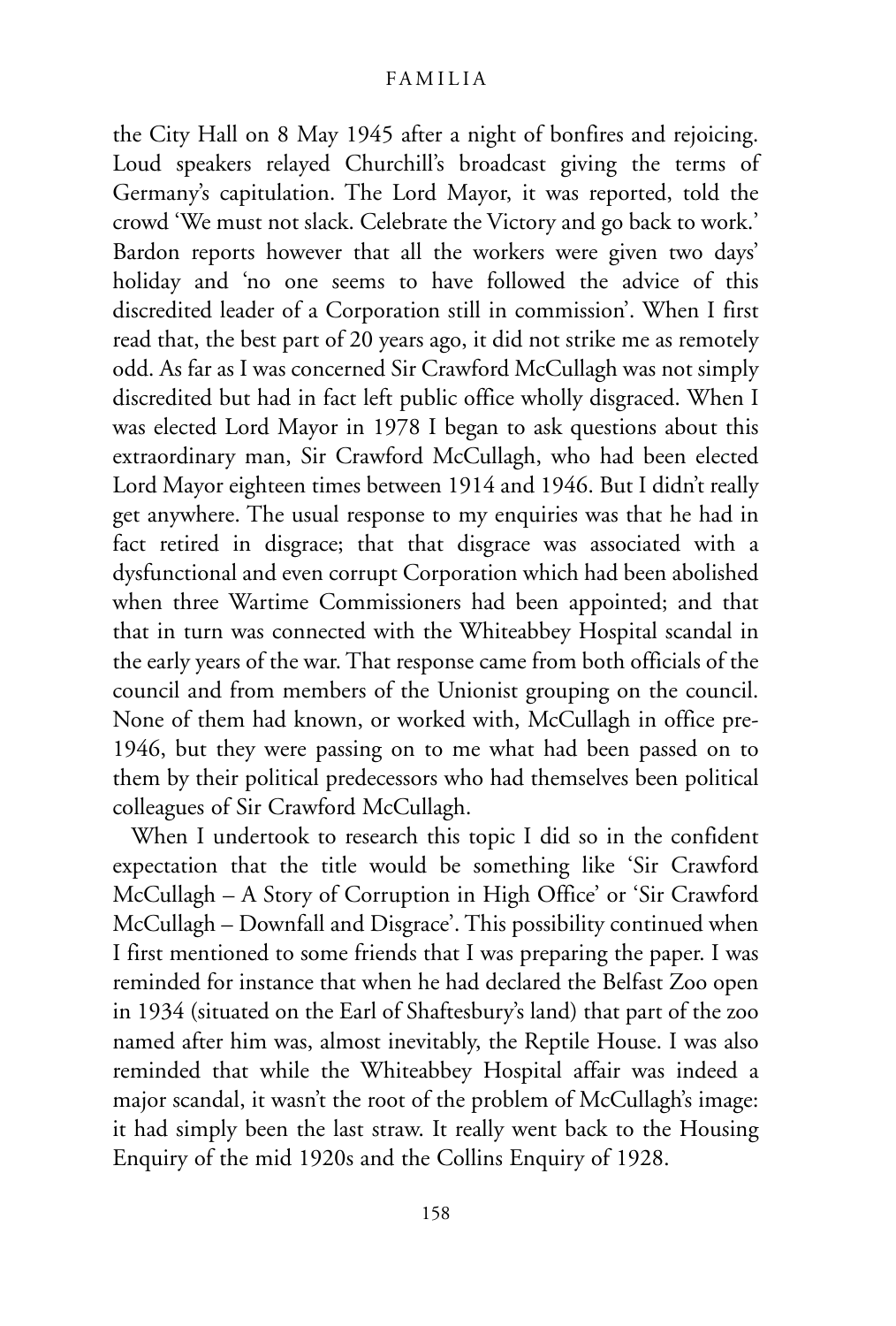the City Hall on 8 May 1945 after a night of bonfires and rejoicing. Loud speakers relayed Churchill's broadcast giving the terms of Germany's capitulation. The Lord Mayor, it was reported, told the crowd 'We must not slack. Celebrate the Victory and go back to work.' Bardon reports however that all the workers were given two days' holiday and 'no one seems to have followed the advice of this discredited leader of a Corporation still in commission'. When I first read that, the best part of 20 years ago, it did not strike me as remotely odd. As far as I was concerned Sir Crawford McCullagh was not simply discredited but had in fact left public office wholly disgraced. When I was elected Lord Mayor in 1978 I began to ask questions about this extraordinary man, Sir Crawford McCullagh, who had been elected Lord Mayor eighteen times between 1914 and 1946. But I didn't really get anywhere. The usual response to my enquiries was that he had in fact retired in disgrace; that that disgrace was associated with a dysfunctional and even corrupt Corporation which had been abolished when three Wartime Commissioners had been appointed; and that that in turn was connected with the Whiteabbey Hospital scandal in the early years of the war. That response came from both officials of the council and from members of the Unionist grouping on the council. None of them had known, or worked with, McCullagh in office pre-1946, but they were passing on to me what had been passed on to them by their political predecessors who had themselves been political colleagues of Sir Crawford McCullagh.

When I undertook to research this topic I did so in the confident expectation that the title would be something like 'Sir Crawford McCullagh – A Story of Corruption in High Office' or 'Sir Crawford McCullagh – Downfall and Disgrace'. This possibility continued when I first mentioned to some friends that I was preparing the paper. I was reminded for instance that when he had declared the Belfast Zoo open in 1934 (situated on the Earl of Shaftesbury's land) that part of the zoo named after him was, almost inevitably, the Reptile House. I was also reminded that while the Whiteabbey Hospital affair was indeed a major scandal, it wasn't the root of the problem of McCullagh's image: it had simply been the last straw. It really went back to the Housing Enquiry of the mid 1920s and the Collins Enquiry of 1928.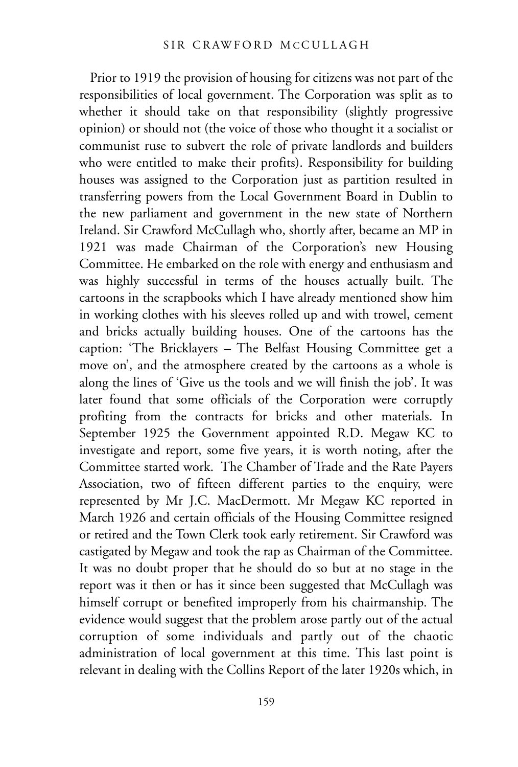Prior to 1919 the provision of housing for citizens was not part of the responsibilities of local government. The Corporation was split as to whether it should take on that responsibility (slightly progressive opinion) or should not (the voice of those who thought it a socialist or communist ruse to subvert the role of private landlords and builders who were entitled to make their profits). Responsibility for building houses was assigned to the Corporation just as partition resulted in transferring powers from the Local Government Board in Dublin to the new parliament and government in the new state of Northern Ireland. Sir Crawford McCullagh who, shortly after, became an MP in 1921 was made Chairman of the Corporation's new Housing Committee. He embarked on the role with energy and enthusiasm and was highly successful in terms of the houses actually built. The cartoons in the scrapbooks which I have already mentioned show him in working clothes with his sleeves rolled up and with trowel, cement and bricks actually building houses. One of the cartoons has the caption: 'The Bricklayers – The Belfast Housing Committee get a move on', and the atmosphere created by the cartoons as a whole is along the lines of 'Give us the tools and we will finish the job'. It was later found that some officials of the Corporation were corruptly profiting from the contracts for bricks and other materials. In September 1925 the Government appointed R.D. Megaw KC to investigate and report, some five years, it is worth noting, after the Committee started work. The Chamber of Trade and the Rate Payers Association, two of fifteen different parties to the enquiry, were represented by Mr J.C. MacDermott. Mr Megaw KC reported in March 1926 and certain officials of the Housing Committee resigned or retired and the Town Clerk took early retirement. Sir Crawford was castigated by Megaw and took the rap as Chairman of the Committee. It was no doubt proper that he should do so but at no stage in the report was it then or has it since been suggested that McCullagh was himself corrupt or benefited improperly from his chairmanship. The evidence would suggest that the problem arose partly out of the actual corruption of some individuals and partly out of the chaotic administration of local government at this time. This last point is relevant in dealing with the Collins Report of the later 1920s which, in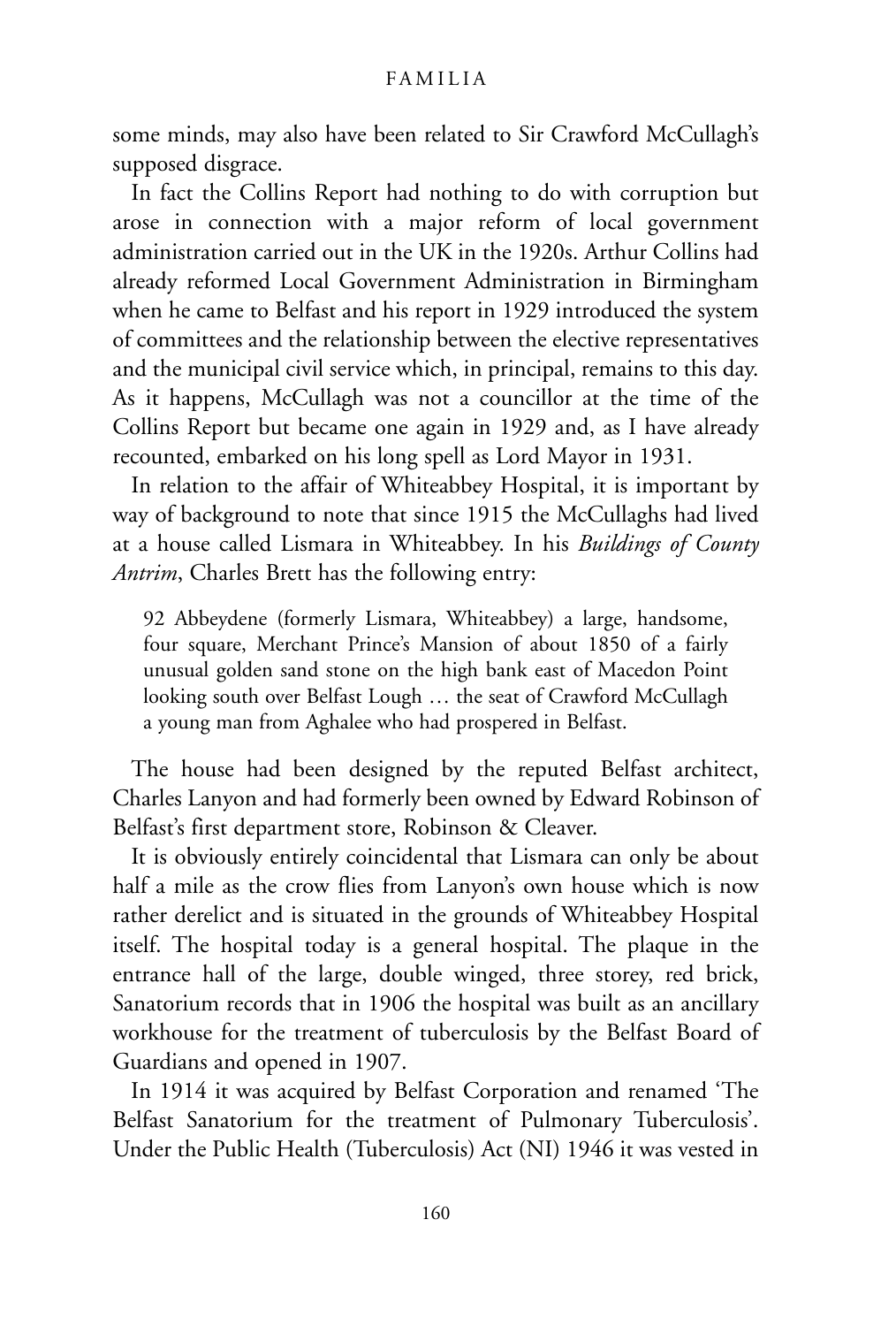some minds, may also have been related to Sir Crawford McCullagh's supposed disgrace.

In fact the Collins Report had nothing to do with corruption but arose in connection with a major reform of local government administration carried out in the UK in the 1920s. Arthur Collins had already reformed Local Government Administration in Birmingham when he came to Belfast and his report in 1929 introduced the system of committees and the relationship between the elective representatives and the municipal civil service which, in principal, remains to this day. As it happens, McCullagh was not a councillor at the time of the Collins Report but became one again in 1929 and, as I have already recounted, embarked on his long spell as Lord Mayor in 1931.

In relation to the affair of Whiteabbey Hospital, it is important by way of background to note that since 1915 the McCullaghs had lived at a house called Lismara in Whiteabbey. In his *Buildings of County Antrim*, Charles Brett has the following entry:

> 92 Abbeydene (formerly Lismara, Whiteabbey) a large, handsome, four square, Merchant Prince's Mansion of about 1850 of a fairly unusual golden sand stone on the high bank east of Macedon Point looking south over Belfast Lough … the seat of Crawford McCullagh a young man from Aghalee who had prospered in Belfast.

The house had been designed by the reputed Belfast architect, Charles Lanyon and had formerly been owned by Edward Robinson of Belfast's first department store, Robinson & Cleaver.

It is obviously entirely coincidental that Lismara can only be about half a mile as the crow flies from Lanyon's own house which is now rather derelict and is situated in the grounds of Whiteabbey Hospital itself. The hospital today is a general hospital. The plaque in the entrance hall of the large, double winged, three storey, red brick, Sanatorium records that in 1906 the hospital was built as an ancillary workhouse for the treatment of tuberculosis by the Belfast Board of Guardians and opened in 1907.

In 1914 it was acquired by Belfast Corporation and renamed 'The Belfast Sanatorium for the treatment of Pulmonary Tuberculosis'. Under the Public Health (Tuberculosis) Act (NI) 1946 it was vested in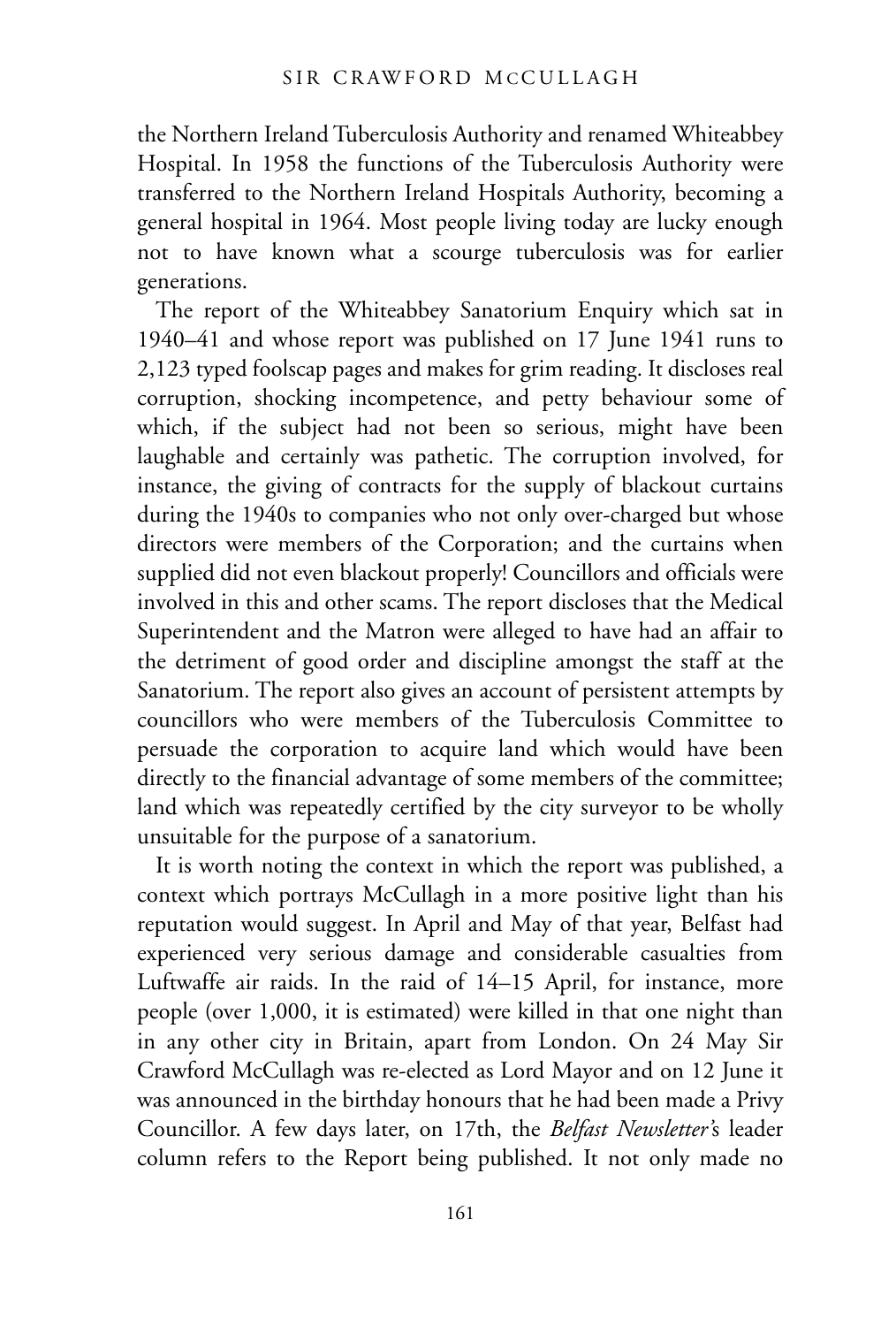the Northern Ireland Tuberculosis Authority and renamed Whiteabbey Hospital. In 1958 the functions of the Tuberculosis Authority were transferred to the Northern Ireland Hospitals Authority, becoming a general hospital in 1964. Most people living today are lucky enough not to have known what a scourge tuberculosis was for earlier generations.

The report of the Whiteabbey Sanatorium Enquiry which sat in 1940–41 and whose report was published on 17 June 1941 runs to 2,123 typed foolscap pages and makes for grim reading. It discloses real corruption, shocking incompetence, and petty behaviour some of which, if the subject had not been so serious, might have been laughable and certainly was pathetic. The corruption involved, for instance, the giving of contracts for the supply of blackout curtains during the 1940s to companies who not only over-charged but whose directors were members of the Corporation; and the curtains when supplied did not even blackout properly! Councillors and officials were involved in this and other scams. The report discloses that the Medical Superintendent and the Matron were alleged to have had an affair to the detriment of good order and discipline amongst the staff at the Sanatorium. The report also gives an account of persistent attempts by councillors who were members of the Tuberculosis Committee to persuade the corporation to acquire land which would have been directly to the financial advantage of some members of the committee; land which was repeatedly certified by the city surveyor to be wholly unsuitable for the purpose of a sanatorium.

It is worth noting the context in which the report was published, a context which portrays McCullagh in a more positive light than his reputation would suggest. In April and May of that year, Belfast had experienced very serious damage and considerable casualties from Luftwaffe air raids. In the raid of 14–15 April, for instance, more people (over 1,000, it is estimated) were killed in that one night than in any other city in Britain, apart from London. On 24 May Sir Crawford McCullagh was re-elected as Lord Mayor and on 12 June it was announced in the birthday honours that he had been made a Privy Councillor. A few days later, on 17th, the *Belfast Newsletter'*s leader column refers to the Report being published. It not only made no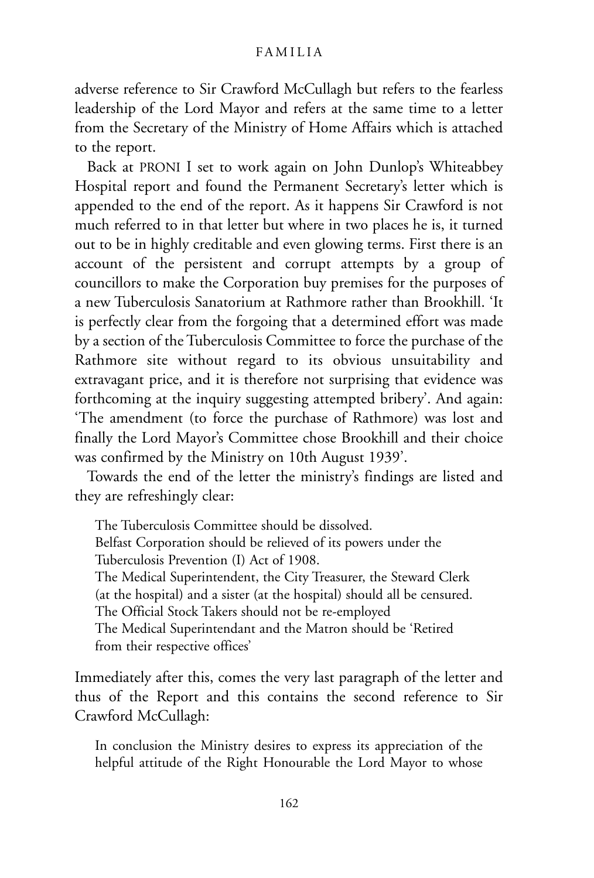adverse reference to Sir Crawford McCullagh but refers to the fearless leadership of the Lord Mayor and refers at the same time to a letter from the Secretary of the Ministry of Home Affairs which is attached to the report.

Back at PRONI I set to work again on John Dunlop's Whiteabbey Hospital report and found the Permanent Secretary's letter which is appended to the end of the report. As it happens Sir Crawford is not much referred to in that letter but where in two places he is, it turned out to be in highly creditable and even glowing terms. First there is an account of the persistent and corrupt attempts by a group of councillors to make the Corporation buy premises for the purposes of a new Tuberculosis Sanatorium at Rathmore rather than Brookhill. 'It is perfectly clear from the forgoing that a determined effort was made by a section of the Tuberculosis Committee to force the purchase of the Rathmore site without regard to its obvious unsuitability and extravagant price, and it is therefore not surprising that evidence was forthcoming at the inquiry suggesting attempted bribery'. And again: 'The amendment (to force the purchase of Rathmore) was lost and finally the Lord Mayor's Committee chose Brookhill and their choice was confirmed by the Ministry on 10th August 1939'.

Towards the end of the letter the ministry's findings are listed and they are refreshingly clear:

> The Tuberculosis Committee should be dissolved.
> Belfast Corporation should be relieved of its powers under the Tuberculosis Prevention (I) Act of 1908.
> The Medical Superintendent, the City Treasurer, the Steward Clerk (at the hospital) and a sister (at the hospital) should all be censured.
> The Official Stock Takers should not be re-employed
> The Medical Superintendant and the Matron should be 'Retired from their respective offices'

Immediately after this, comes the very last paragraph of the letter and thus of the Report and this contains the second reference to Sir Crawford McCullagh:

> In conclusion the Ministry desires to express its appreciation of the helpful attitude of the Right Honourable the Lord Mayor to whose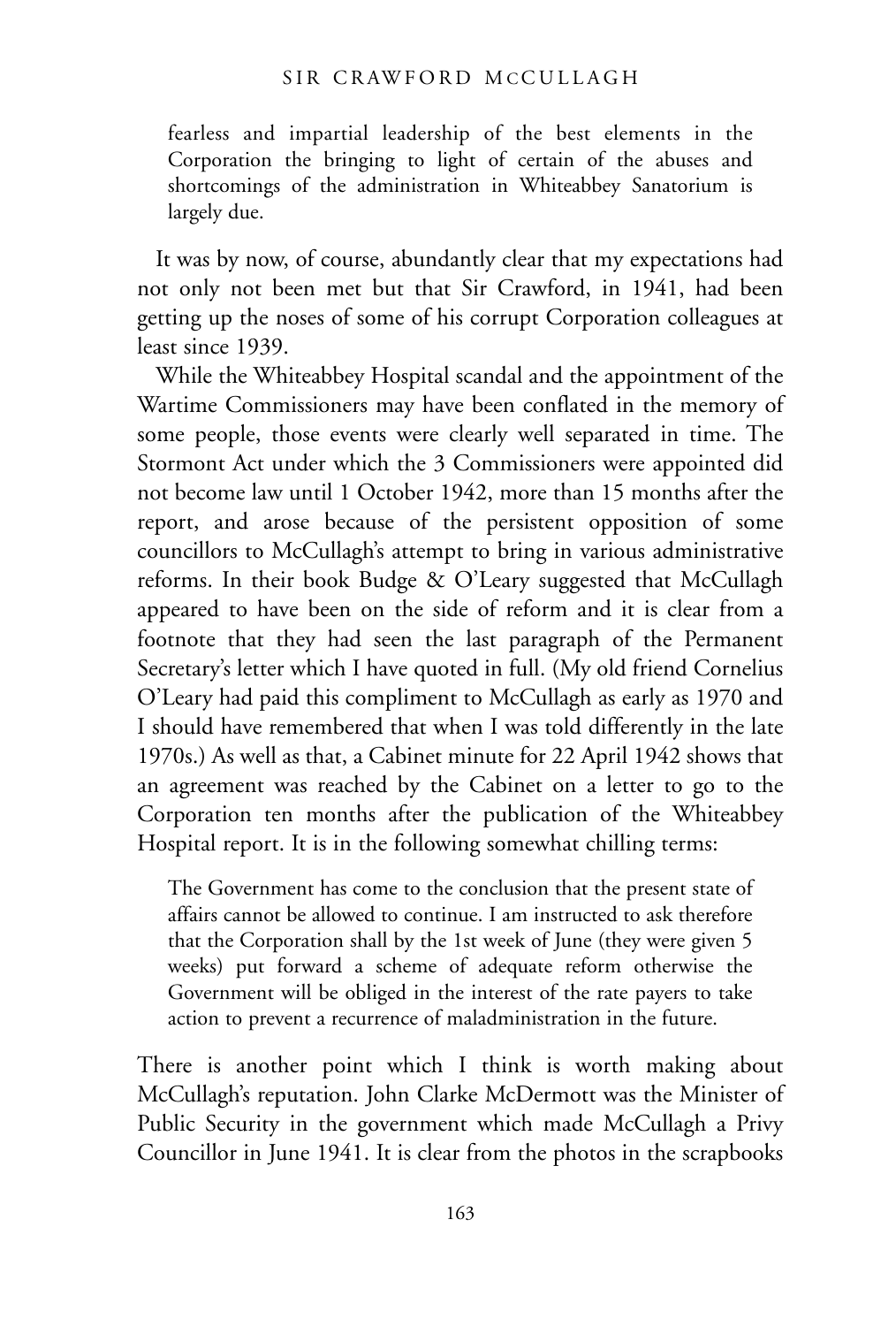> fearless and impartial leadership of the best elements in the Corporation the bringing to light of certain of the abuses and shortcomings of the administration in Whiteabbey Sanatorium is largely due.

It was by now, of course, abundantly clear that my expectations had not only not been met but that Sir Crawford, in 1941, had been getting up the noses of some of his corrupt Corporation colleagues at least since 1939.

While the Whiteabbey Hospital scandal and the appointment of the Wartime Commissioners may have been conflated in the memory of some people, those events were clearly well separated in time. The Stormont Act under which the 3 Commissioners were appointed did not become law until 1 October 1942, more than 15 months after the report, and arose because of the persistent opposition of some councillors to McCullagh's attempt to bring in various administrative reforms. In their book Budge & O'Leary suggested that McCullagh appeared to have been on the side of reform and it is clear from a footnote that they had seen the last paragraph of the Permanent Secretary's letter which I have quoted in full. (My old friend Cornelius O'Leary had paid this compliment to McCullagh as early as 1970 and I should have remembered that when I was told differently in the late 1970s.) As well as that, a Cabinet minute for 22 April 1942 shows that an agreement was reached by the Cabinet on a letter to go to the Corporation ten months after the publication of the Whiteabbey Hospital report. It is in the following somewhat chilling terms:

> The Government has come to the conclusion that the present state of affairs cannot be allowed to continue. I am instructed to ask therefore that the Corporation shall by the 1st week of June (they were given 5 weeks) put forward a scheme of adequate reform otherwise the Government will be obliged in the interest of the rate payers to take action to prevent a recurrence of maladministration in the future.

There is another point which I think is worth making about McCullagh's reputation. John Clarke McDermott was the Minister of Public Security in the government which made McCullagh a Privy Councillor in June 1941. It is clear from the photos in the scrapbooks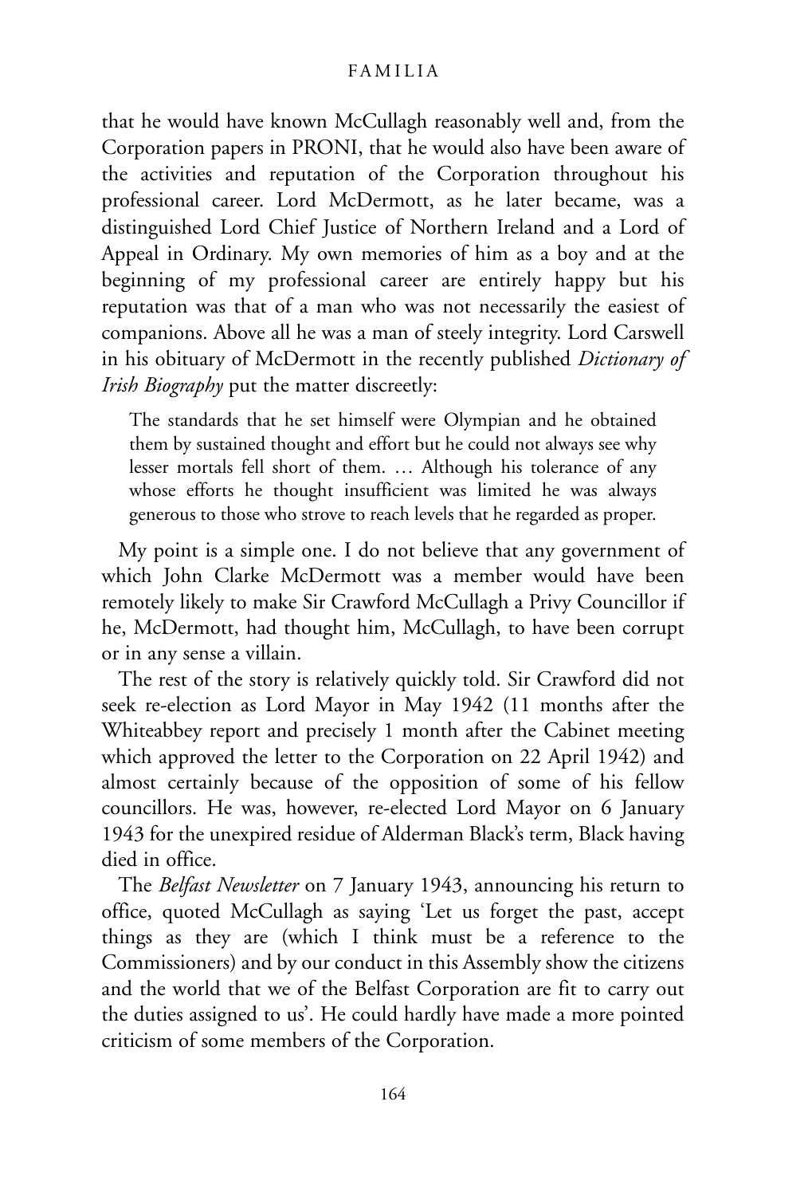that he would have known McCullagh reasonably well and, from the Corporation papers in PRONI, that he would also have been aware of the activities and reputation of the Corporation throughout his professional career. Lord McDermott, as he later became, was a distinguished Lord Chief Justice of Northern Ireland and a Lord of Appeal in Ordinary. My own memories of him as a boy and at the beginning of my professional career are entirely happy but his reputation was that of a man who was not necessarily the easiest of companions. Above all he was a man of steely integrity. Lord Carswell in his obituary of McDermott in the recently published *Dictionary of Irish Biography* put the matter discreetly:

> The standards that he set himself were Olympian and he obtained them by sustained thought and effort but he could not always see why lesser mortals fell short of them. … Although his tolerance of any whose efforts he thought insufficient was limited he was always generous to those who strove to reach levels that he regarded as proper.

My point is a simple one. I do not believe that any government of which John Clarke McDermott was a member would have been remotely likely to make Sir Crawford McCullagh a Privy Councillor if he, McDermott, had thought him, McCullagh, to have been corrupt or in any sense a villain.

The rest of the story is relatively quickly told. Sir Crawford did not seek re-election as Lord Mayor in May 1942 (11 months after the Whiteabbey report and precisely 1 month after the Cabinet meeting which approved the letter to the Corporation on 22 April 1942) and almost certainly because of the opposition of some of his fellow councillors. He was, however, re-elected Lord Mayor on 6 January 1943 for the unexpired residue of Alderman Black's term, Black having died in office.

The *Belfast Newsletter* on 7 January 1943, announcing his return to office, quoted McCullagh as saying 'Let us forget the past, accept things as they are (which I think must be a reference to the Commissioners) and by our conduct in this Assembly show the citizens and the world that we of the Belfast Corporation are fit to carry out the duties assigned to us'. He could hardly have made a more pointed criticism of some members of the Corporation.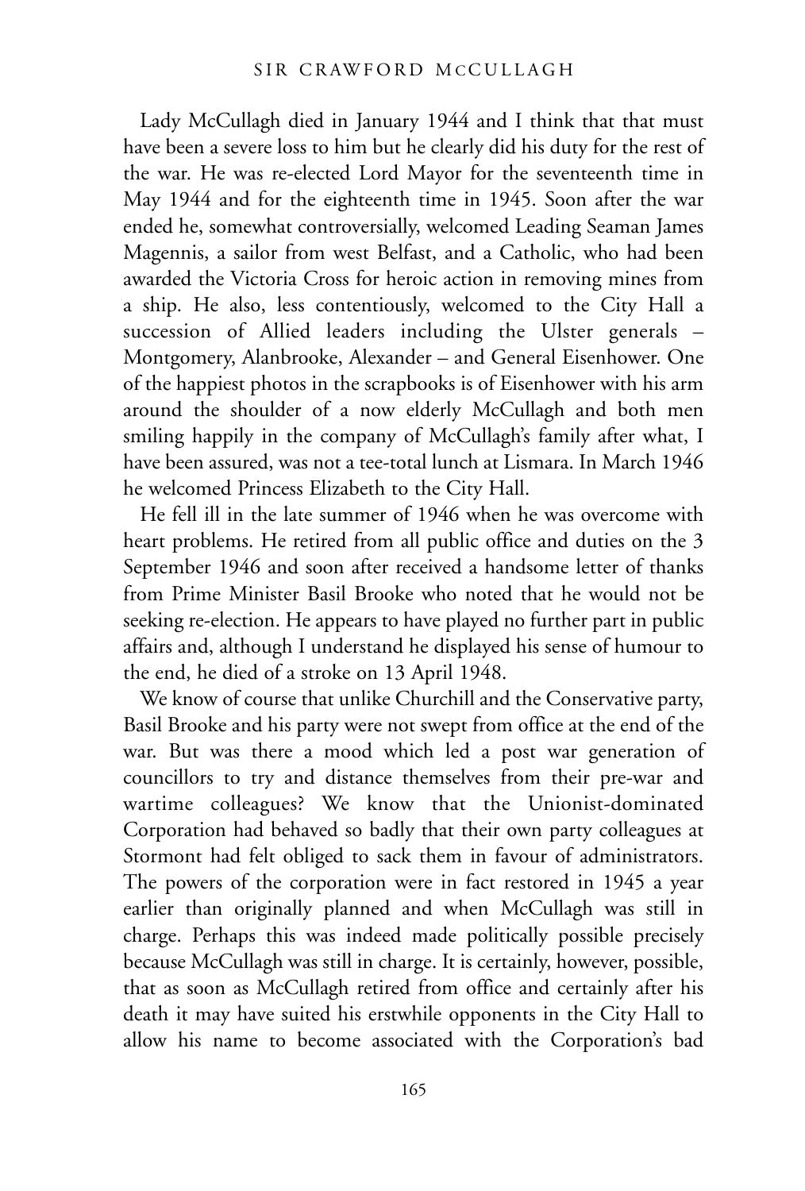Lady McCullagh died in January 1944 and I think that that must have been a severe loss to him but he clearly did his duty for the rest of the war. He was re-elected Lord Mayor for the seventeenth time in May 1944 and for the eighteenth time in 1945. Soon after the war ended he, somewhat controversially, welcomed Leading Seaman James Magennis, a sailor from west Belfast, and a Catholic, who had been awarded the Victoria Cross for heroic action in removing mines from a ship. He also, less contentiously, welcomed to the City Hall a succession of Allied leaders including the Ulster generals – Montgomery, Alanbrooke, Alexander – and General Eisenhower. One of the happiest photos in the scrapbooks is of Eisenhower with his arm around the shoulder of a now elderly McCullagh and both men smiling happily in the company of McCullagh's family after what, I have been assured, was not a tee-total lunch at Lismara. In March 1946 he welcomed Princess Elizabeth to the City Hall.

He fell ill in the late summer of 1946 when he was overcome with heart problems. He retired from all public office and duties on the 3 September 1946 and soon after received a handsome letter of thanks from Prime Minister Basil Brooke who noted that he would not be seeking re-election. He appears to have played no further part in public affairs and, although I understand he displayed his sense of humour to the end, he died of a stroke on 13 April 1948.

We know of course that unlike Churchill and the Conservative party, Basil Brooke and his party were not swept from office at the end of the war. But was there a mood which led a post war generation of councillors to try and distance themselves from their pre-war and wartime colleagues? We know that the Unionist-dominated Corporation had behaved so badly that their own party colleagues at Stormont had felt obliged to sack them in favour of administrators. The powers of the corporation were in fact restored in 1945 a year earlier than originally planned and when McCullagh was still in charge. Perhaps this was indeed made politically possible precisely because McCullagh was still in charge. It is certainly, however, possible, that as soon as McCullagh retired from office and certainly after his death it may have suited his erstwhile opponents in the City Hall to allow his name to become associated with the Corporation's bad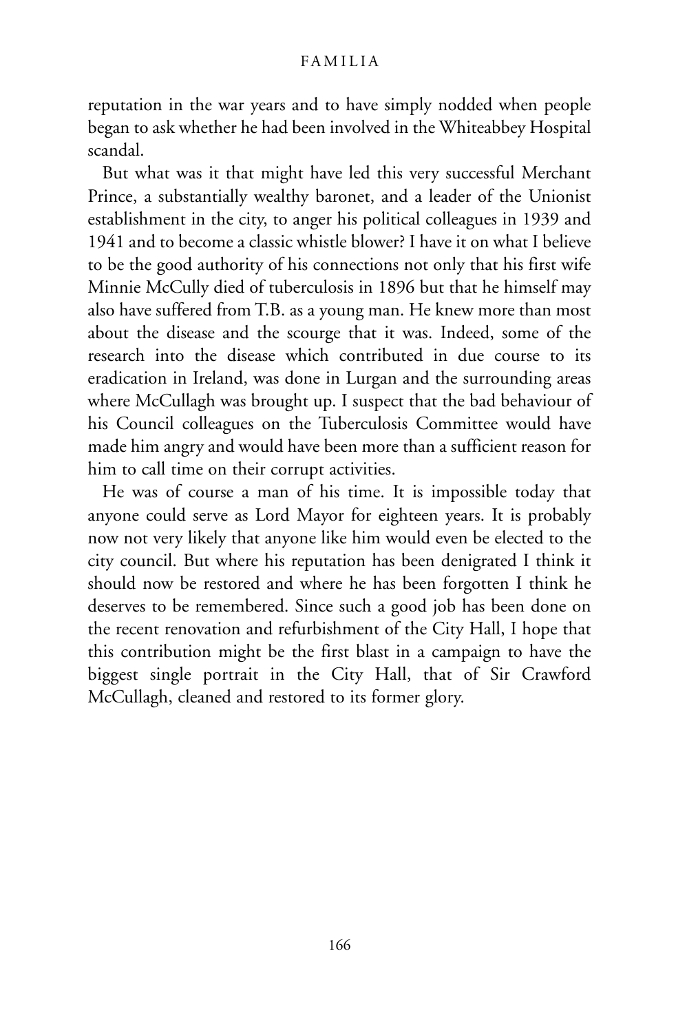reputation in the war years and to have simply nodded when people began to ask whether he had been involved in the Whiteabbey Hospital scandal.

But what was it that might have led this very successful Merchant Prince, a substantially wealthy baronet, and a leader of the Unionist establishment in the city, to anger his political colleagues in 1939 and 1941 and to become a classic whistle blower? I have it on what I believe to be the good authority of his connections not only that his first wife Minnie McCully died of tuberculosis in 1896 but that he himself may also have suffered from T.B. as a young man. He knew more than most about the disease and the scourge that it was. Indeed, some of the research into the disease which contributed in due course to its eradication in Ireland, was done in Lurgan and the surrounding areas where McCullagh was brought up. I suspect that the bad behaviour of his Council colleagues on the Tuberculosis Committee would have made him angry and would have been more than a sufficient reason for him to call time on their corrupt activities.

He was of course a man of his time. It is impossible today that anyone could serve as Lord Mayor for eighteen years. It is probably now not very likely that anyone like him would even be elected to the city council. But where his reputation has been denigrated I think it should now be restored and where he has been forgotten I think he deserves to be remembered. Since such a good job has been done on the recent renovation and refurbishment of the City Hall, I hope that this contribution might be the first blast in a campaign to have the biggest single portrait in the City Hall, that of Sir Crawford McCullagh, cleaned and restored to its former glory.